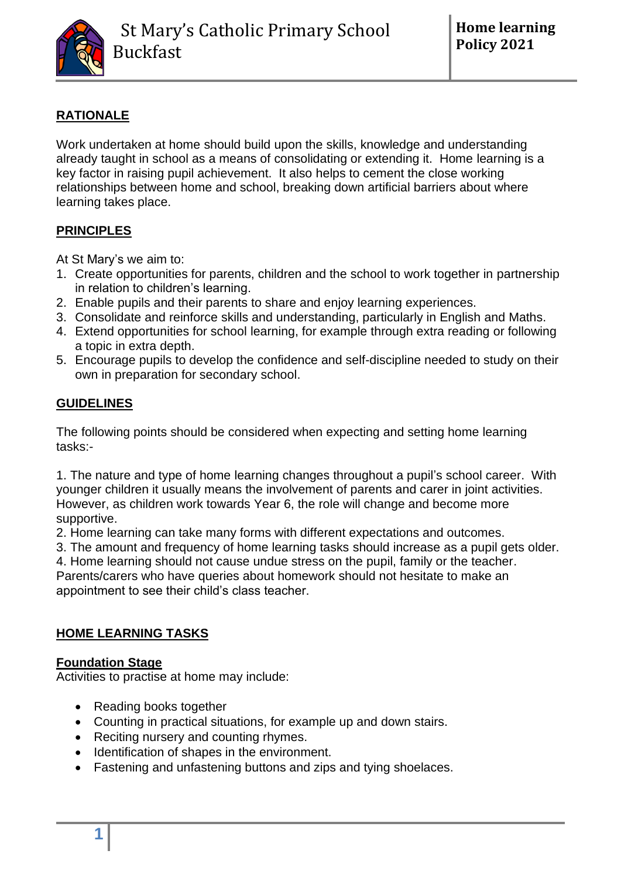St Mary's Catholic Primary School Buckfast

**Home learning Policy 2021**

## RATIONALE

Work undertaken at home should build upon the skills, knowledge and understanding already taught in school as a means of consolidating or extending it. Home learning is a key factor in raising pupil achievement. It also helps to cement the close working relationships between home and school, breaking down artificial barriers about where learning takes place.

## PRINCIPLES

At St Mary's we aim to:

1. Create opportunities for parents, children and the school to work together in partnership in relation to children's learning.
2. Enable pupils and their parents to share and enjoy learning experiences.
3. Consolidate and reinforce skills and understanding, particularly in English and Maths.
4. Extend opportunities for school learning, for example through extra reading or following a topic in extra depth.
5. Encourage pupils to develop the confidence and self-discipline needed to study on their own in preparation for secondary school.

## GUIDELINES

The following points should be considered when expecting and setting home learning tasks:-

1. The nature and type of home learning changes throughout a pupil's school career. With younger children it usually means the involvement of parents and carer in joint activities. However, as children work towards Year 6, the role will change and become more supportive.
2. Home learning can take many forms with different expectations and outcomes.
3. The amount and frequency of home learning tasks should increase as a pupil gets older.
4. Home learning should not cause undue stress on the pupil, family or the teacher.

Parents/carers who have queries about homework should not hesitate to make an appointment to see their child's class teacher.

## HOME LEARNING TASKS

### Foundation Stage

Activities to practise at home may include:

- Reading books together
- Counting in practical situations, for example up and down stairs.
- Reciting nursery and counting rhymes.
- Identification of shapes in the environment.
- Fastening and unfastening buttons and zips and tying shoelaces.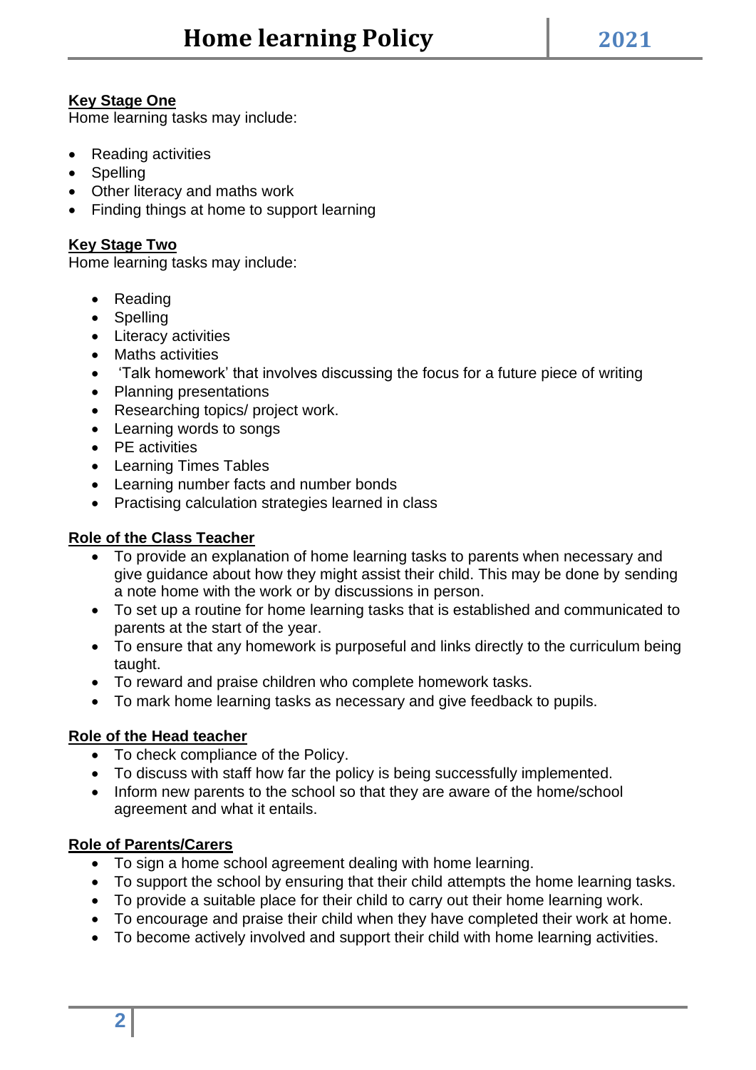**Key Stage One**

Home learning tasks may include:

- Reading activities
- Spelling
- Other literacy and maths work
- Finding things at home to support learning

**Key Stage Two**

Home learning tasks may include:

- Reading
- Spelling
- Literacy activities
- Maths activities
- 'Talk homework' that involves discussing the focus for a future piece of writing
- Planning presentations
- Researching topics/ project work.
- Learning words to songs
- PE activities
- Learning Times Tables
- Learning number facts and number bonds
- Practising calculation strategies learned in class

**Role of the Class Teacher**

- To provide an explanation of home learning tasks to parents when necessary and give guidance about how they might assist their child. This may be done by sending a note home with the work or by discussions in person.
- To set up a routine for home learning tasks that is established and communicated to parents at the start of the year.
- To ensure that any homework is purposeful and links directly to the curriculum being taught.
- To reward and praise children who complete homework tasks.
- To mark home learning tasks as necessary and give feedback to pupils.

**Role of the Head teacher**

- To check compliance of the Policy.
- To discuss with staff how far the policy is being successfully implemented.
- Inform new parents to the school so that they are aware of the home/school agreement and what it entails.

**Role of Parents/Carers**

- To sign a home school agreement dealing with home learning.
- To support the school by ensuring that their child attempts the home learning tasks.
- To provide a suitable place for their child to carry out their home learning work.
- To encourage and praise their child when they have completed their work at home.
- To become actively involved and support their child with home learning activities.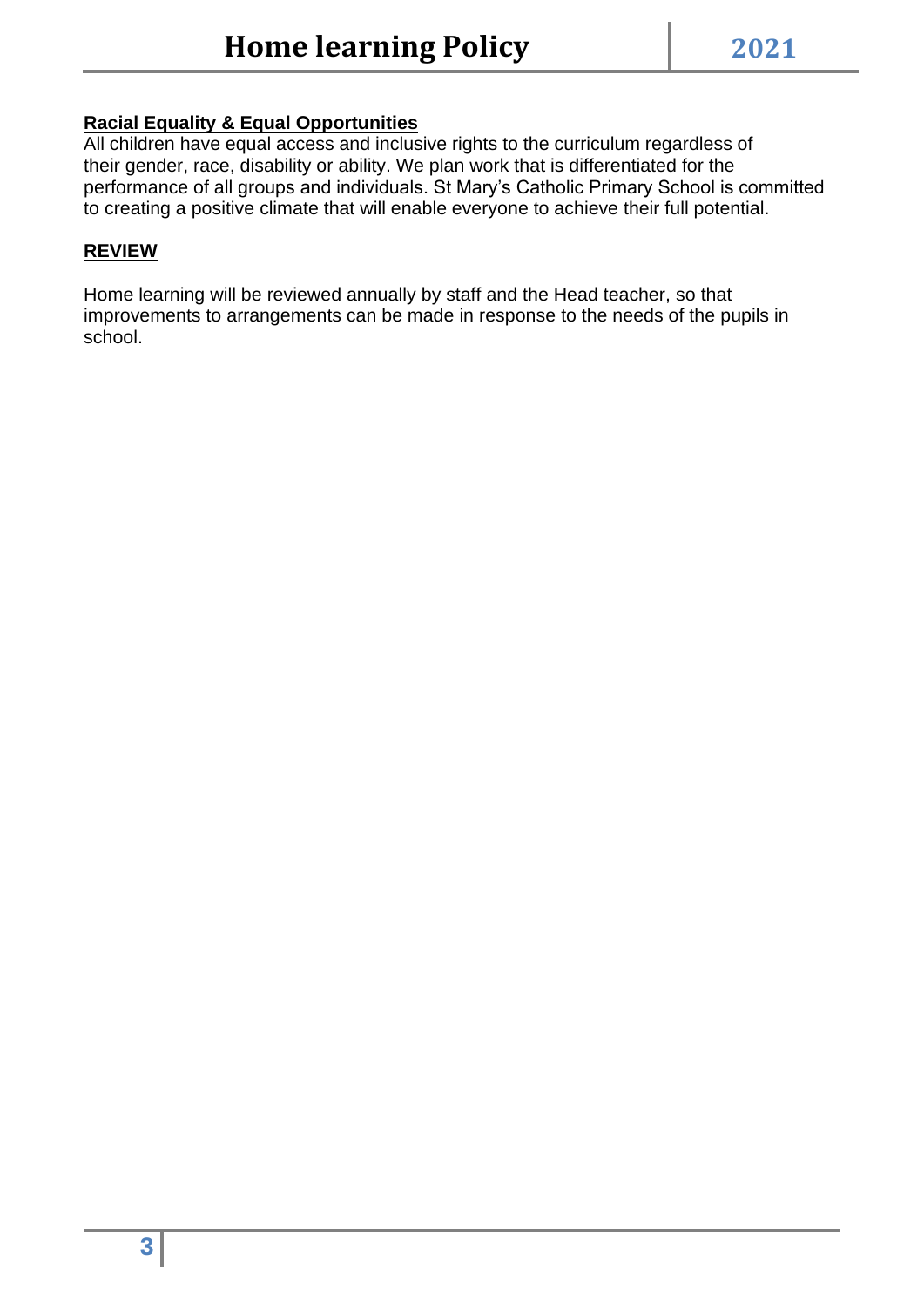**Racial Equality & Equal Opportunities**

All children have equal access and inclusive rights to the curriculum regardless of their gender, race, disability or ability. We plan work that is differentiated for the performance of all groups and individuals. St Mary's Catholic Primary School is committed to creating a positive climate that will enable everyone to achieve their full potential.

**REVIEW**

Home learning will be reviewed annually by staff and the Head teacher, so that improvements to arrangements can be made in response to the needs of the pupils in school.